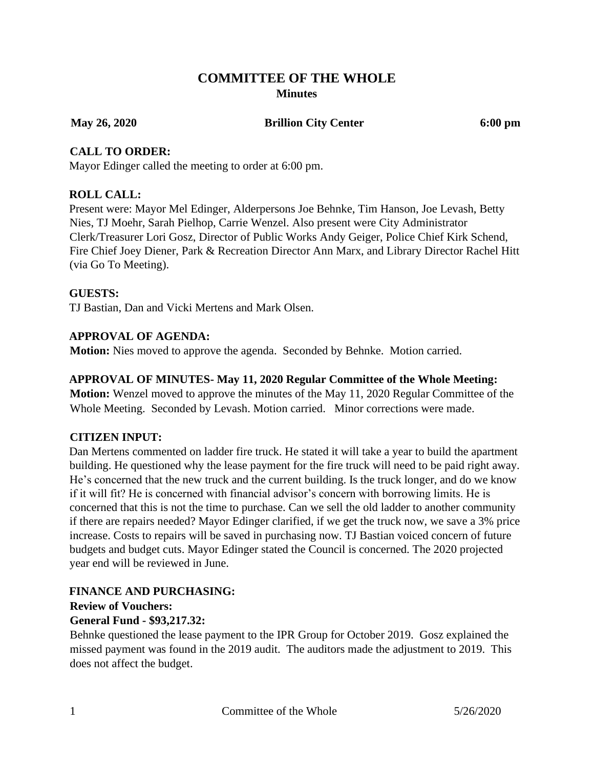# COMMITTEE OF THE WHOLE
## Minutes

**May 26, 2020** **Brillion City Center** **6:00 pm**

### CALL TO ORDER:
Mayor Edinger called the meeting to order at 6:00 pm.

### ROLL CALL:
Present were: Mayor Mel Edinger, Alderpersons Joe Behnke, Tim Hanson, Joe Levash, Betty Nies, TJ Moehr, Sarah Pielhop, Carrie Wenzel. Also present were City Administrator Clerk/Treasurer Lori Gosz, Director of Public Works Andy Geiger, Police Chief Kirk Schend, Fire Chief Joey Diener, Park & Recreation Director Ann Marx, and Library Director Rachel Hitt (via Go To Meeting).

### GUESTS:
TJ Bastian, Dan and Vicki Mertens and Mark Olsen.

### APPROVAL OF AGENDA:
**Motion:** Nies moved to approve the agenda. Seconded by Behnke. Motion carried.

### APPROVAL OF MINUTES- May 11, 2020 Regular Committee of the Whole Meeting:
**Motion:** Wenzel moved to approve the minutes of the May 11, 2020 Regular Committee of the Whole Meeting. Seconded by Levash. Motion carried. Minor corrections were made.

### CITIZEN INPUT:
Dan Mertens commented on ladder fire truck. He stated it will take a year to build the apartment building. He questioned why the lease payment for the fire truck will need to be paid right away. He's concerned that the new truck and the current building. Is the truck longer, and do we know if it will fit? He is concerned with financial advisor's concern with borrowing limits. He is concerned that this is not the time to purchase. Can we sell the old ladder to another community if there are repairs needed? Mayor Edinger clarified, if we get the truck now, we save a 3% price increase. Costs to repairs will be saved in purchasing now. TJ Bastian voiced concern of future budgets and budget cuts. Mayor Edinger stated the Council is concerned. The 2020 projected year end will be reviewed in June.

### FINANCE AND PURCHASING:
**Review of Vouchers:**

**General Fund - $93,217.32:**

Behnke questioned the lease payment to the IPR Group for October 2019. Gosz explained the missed payment was found in the 2019 audit. The auditors made the adjustment to 2019. This does not affect the budget.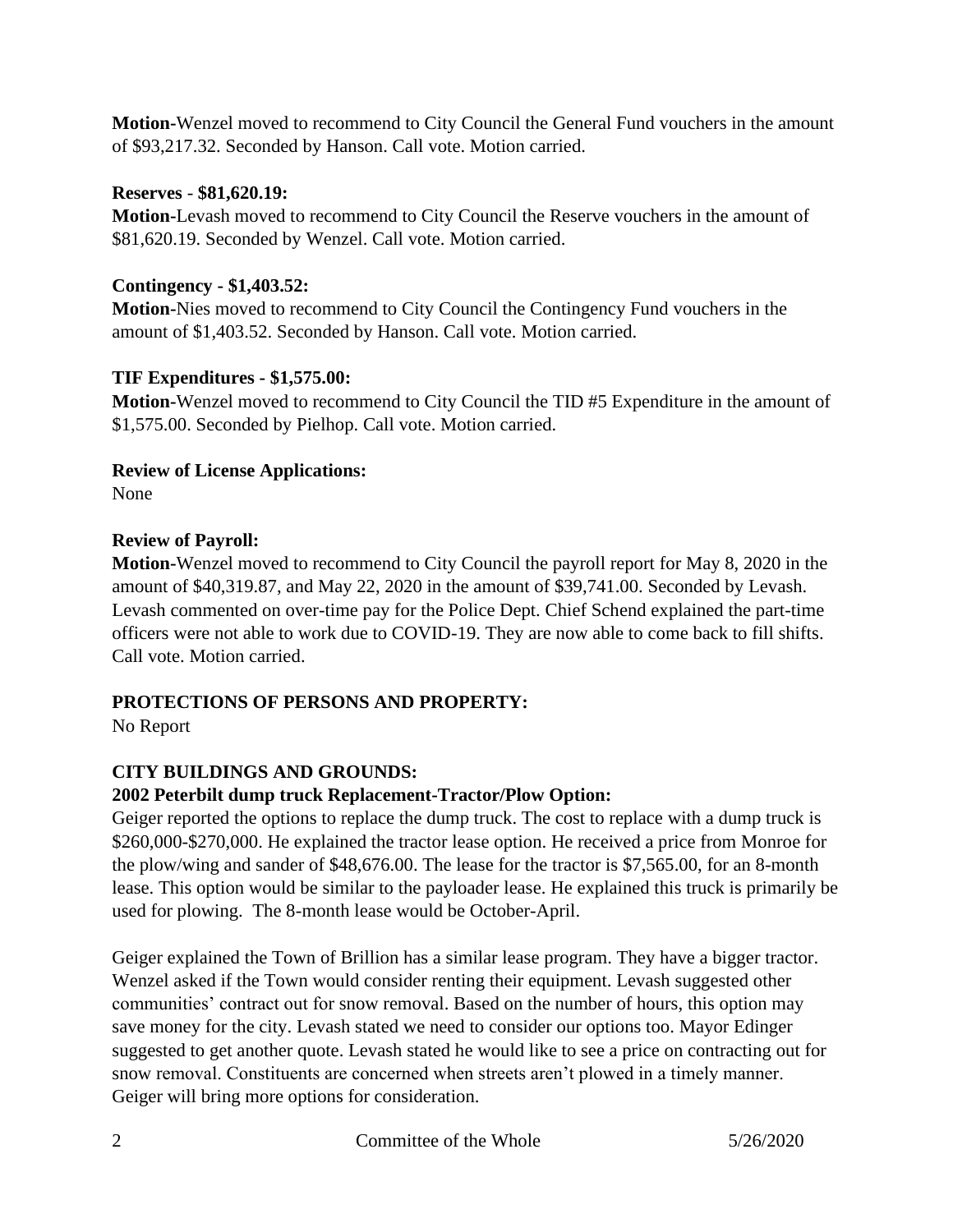**Motion-**Wenzel moved to recommend to City Council the General Fund vouchers in the amount of $93,217.32. Seconded by Hanson. Call vote. Motion carried.

**Reserves - $81,620.19:**

**Motion-**Levash moved to recommend to City Council the Reserve vouchers in the amount of $81,620.19. Seconded by Wenzel. Call vote. Motion carried.

**Contingency - $1,403.52:**

**Motion-**Nies moved to recommend to City Council the Contingency Fund vouchers in the amount of $1,403.52. Seconded by Hanson. Call vote. Motion carried.

**TIF Expenditures - $1,575.00:**

**Motion-**Wenzel moved to recommend to City Council the TID #5 Expenditure in the amount of $1,575.00. Seconded by Pielhop. Call vote. Motion carried.

**Review of License Applications:**

None

**Review of Payroll:**

**Motion-**Wenzel moved to recommend to City Council the payroll report for May 8, 2020 in the amount of $40,319.87, and May 22, 2020 in the amount of $39,741.00. Seconded by Levash. Levash commented on over-time pay for the Police Dept. Chief Schend explained the part-time officers were not able to work due to COVID-19. They are now able to come back to fill shifts. Call vote. Motion carried.

## PROTECTIONS OF PERSONS AND PROPERTY:

No Report

## CITY BUILDINGS AND GROUNDS:

**2002 Peterbilt dump truck Replacement-Tractor/Plow Option:**

Geiger reported the options to replace the dump truck. The cost to replace with a dump truck is $260,000-$270,000. He explained the tractor lease option. He received a price from Monroe for the plow/wing and sander of $48,676.00. The lease for the tractor is $7,565.00, for an 8-month lease. This option would be similar to the payloader lease. He explained this truck is primarily be used for plowing. The 8-month lease would be October-April.

Geiger explained the Town of Brillion has a similar lease program. They have a bigger tractor. Wenzel asked if the Town would consider renting their equipment. Levash suggested other communities' contract out for snow removal. Based on the number of hours, this option may save money for the city. Levash stated we need to consider our options too. Mayor Edinger suggested to get another quote. Levash stated he would like to see a price on contracting out for snow removal. Constituents are concerned when streets aren't plowed in a timely manner. Geiger will bring more options for consideration.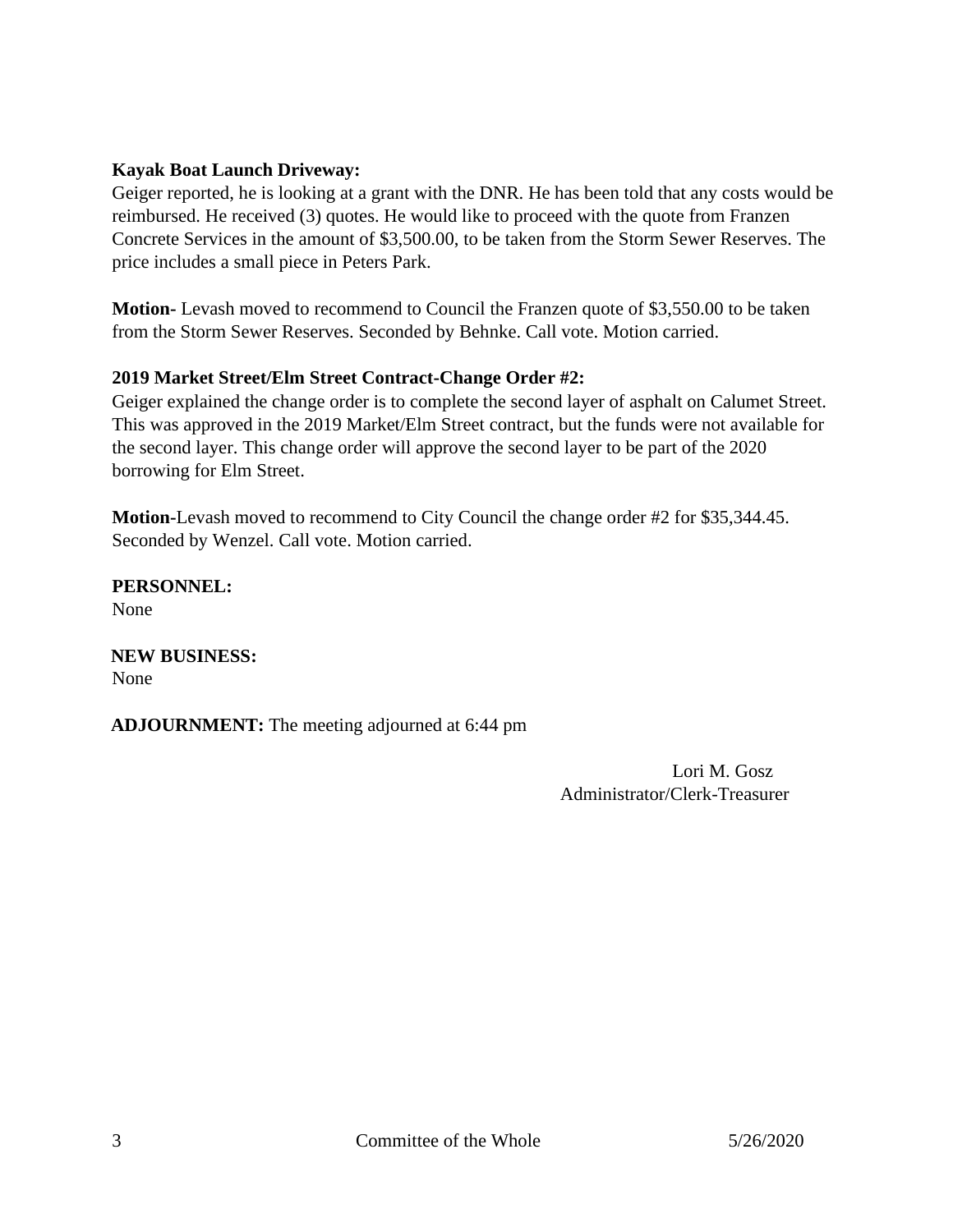**Kayak Boat Launch Driveway:**
Geiger reported, he is looking at a grant with the DNR. He has been told that any costs would be reimbursed. He received (3) quotes. He would like to proceed with the quote from Franzen Concrete Services in the amount of $3,500.00, to be taken from the Storm Sewer Reserves. The price includes a small piece in Peters Park.

**Motion-** Levash moved to recommend to Council the Franzen quote of $3,550.00 to be taken from the Storm Sewer Reserves. Seconded by Behnke. Call vote. Motion carried.

**2019 Market Street/Elm Street Contract-Change Order #2:**
Geiger explained the change order is to complete the second layer of asphalt on Calumet Street. This was approved in the 2019 Market/Elm Street contract, but the funds were not available for the second layer. This change order will approve the second layer to be part of the 2020 borrowing for Elm Street.

**Motion-**Levash moved to recommend to City Council the change order #2 for $35,344.45. Seconded by Wenzel. Call vote. Motion carried.

**PERSONNEL:**
None

**NEW BUSINESS:**
None

**ADJOURNMENT:** The meeting adjourned at 6:44 pm

Lori M. Gosz
Administrator/Clerk-Treasurer